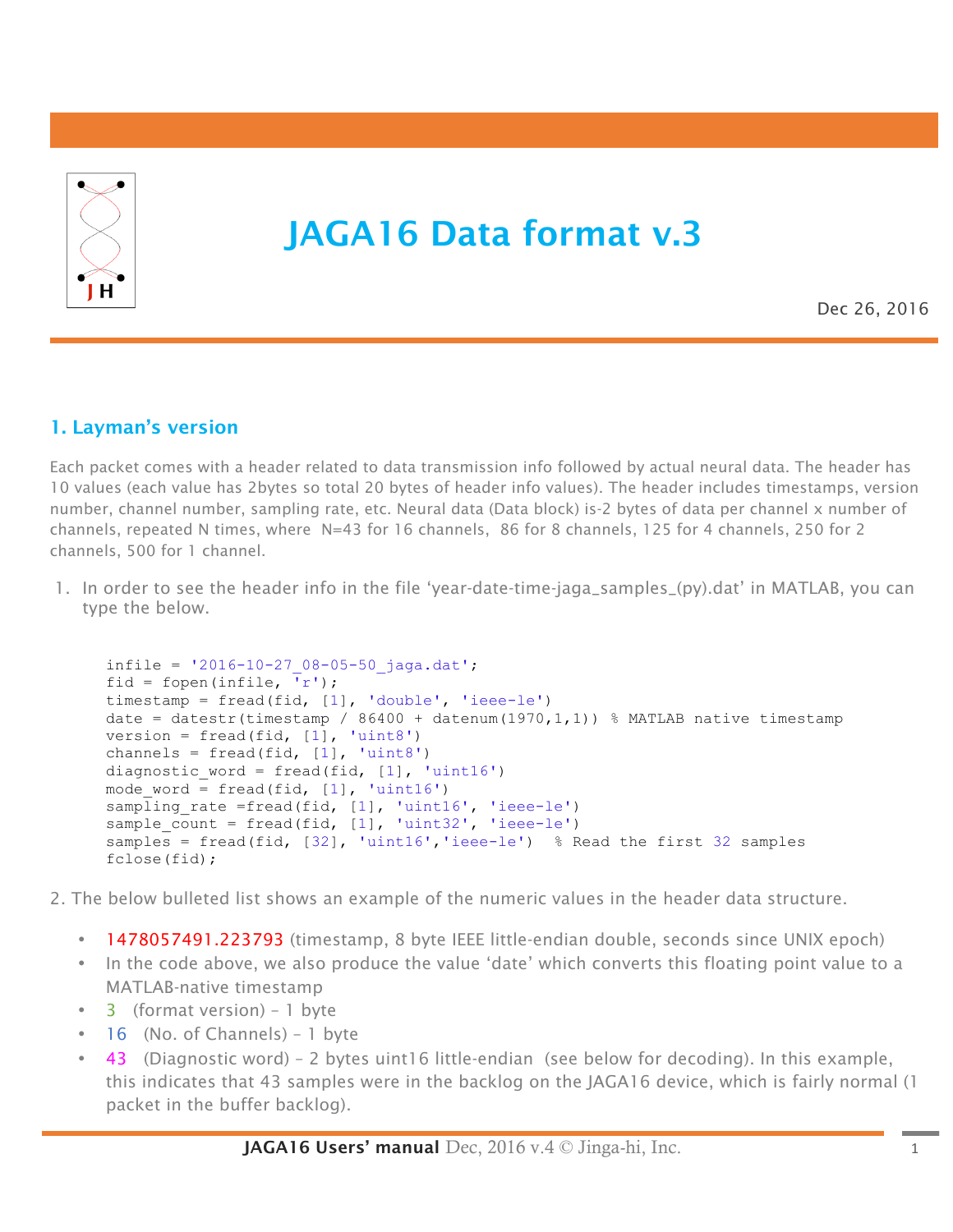# JAGA16 Data format v.3

Dec 26, 2016

## 1. Layman's version

Each packet comes with a header related to data transmission info followed by actual neural data. The header has 10 values (each value has 2bytes so total 20 bytes of header info values). The header includes timestamps, version number, channel number, sampling rate, etc. Neural data (Data block) is-2 bytes of data per channel x number of channels, repeated N times, where N=43 for 16 channels, 86 for 8 channels, 125 for 4 channels, 250 for 2 channels, 500 for 1 channel.

1. In order to see the header info in the file 'year-date-time-jaga_samples_(py).dat' in MATLAB, you can type the below.

```
infile = '2016-10-27_08-05-50_jaga.dat';
fid = fopen(infile, 'r');
timestamp = fread(fid, [1], 'double', 'ieee-le')
date = datestr(timestamp / 86400 + datenum(1970,1,1)) % MATLAB native timestamp
version = fread(fid, [1], 'uint8')
channels = fread(fid, [1], 'uint8')
diagnostic_word = fread(fid, [1], 'uint16')
mode_word = fread(fid, [1], 'uint16')
sampling_rate =fread(fid, [1], 'uint16', 'ieee-le')
sample_count = fread(fid, [1], 'uint32', 'ieee-le')
samples = fread(fid, [32], 'uint16','ieee-le')  % Read the first 32 samples
fclose(fid);
```

2. The below bulleted list shows an example of the numeric values in the header data structure.

- 1478057491.223793 (timestamp, 8 byte IEEE little-endian double, seconds since UNIX epoch)
- In the code above, we also produce the value 'date' which converts this floating point value to a MATLAB-native timestamp
- 3 (format version) – 1 byte
- 16 (No. of Channels) – 1 byte
- 43 (Diagnostic word) – 2 bytes uint16 little-endian (see below for decoding). In this example, this indicates that 43 samples were in the backlog on the JAGA16 device, which is fairly normal (1 packet in the buffer backlog).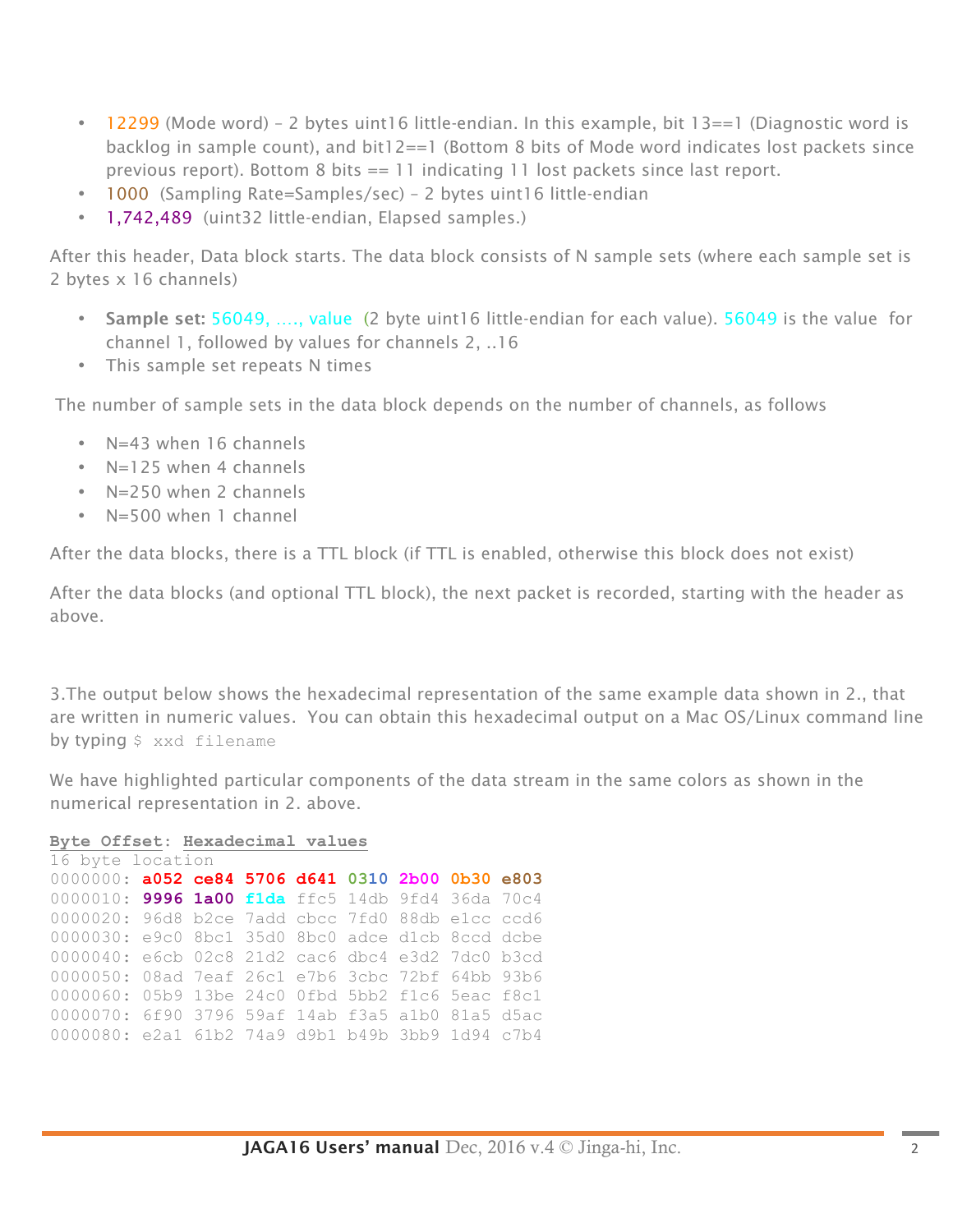- 12299 (Mode word) – 2 bytes uint16 little-endian. In this example, bit 13==1 (Diagnostic word is backlog in sample count), and bit12==1 (Bottom 8 bits of Mode word indicates lost packets since previous report). Bottom 8 bits == 11 indicating 11 lost packets since last report.
- 1000 (Sampling Rate=Samples/sec) – 2 bytes uint16 little-endian
- 1,742,489 (uint32 little-endian, Elapsed samples.)

After this header, Data block starts. The data block consists of N sample sets (where each sample set is 2 bytes x 16 channels)

- **Sample set:** 56049, …., value (2 byte uint16 little-endian for each value). 56049 is the value for channel 1, followed by values for channels 2, ..16
- This sample set repeats N times

The number of sample sets in the data block depends on the number of channels, as follows

- N=43 when 16 channels
- N=125 when 4 channels
- N=250 when 2 channels
- N=500 when 1 channel

After the data blocks, there is a TTL block (if TTL is enabled, otherwise this block does not exist)

After the data blocks (and optional TTL block), the next packet is recorded, starting with the header as above.

3.The output below shows the hexadecimal representation of the same example data shown in 2., that are written in numeric values. You can obtain this hexadecimal output on a Mac OS/Linux command line by typing `$ xxd filename`

We have highlighted particular components of the data stream in the same colors as shown in the numerical representation in 2. above.

```
Byte Offset: Hexadecimal values
16 byte location
0000000: a052 ce84 5706 d641 0310 2b00 0b30 e803
0000010: 9996 1a00 f1da ffc5 14db 9fd4 36da 70c4
0000020: 96d8 b2ce 7add cbcc 7fd0 88db e1cc ccd6
0000030: e9c0 8bc1 35d0 8bc0 adce d1cb 8ccd dcbe
0000040: e6cb 02c8 21d2 cac6 dbc4 e3d2 7dc0 b3cd
0000050: 08ad 7eaf 26c1 e7b6 3cbc 72bf 64bb 93b6
0000060: 05b9 13be 24c0 0fbd 5bb2 f1c6 5eac f8c1
0000070: 6f90 3796 59af 14ab f3a5 a1b0 81a5 d5ac
0000080: e2a1 61b2 74a9 d9b1 b49b 3bb9 1d94 c7b4
```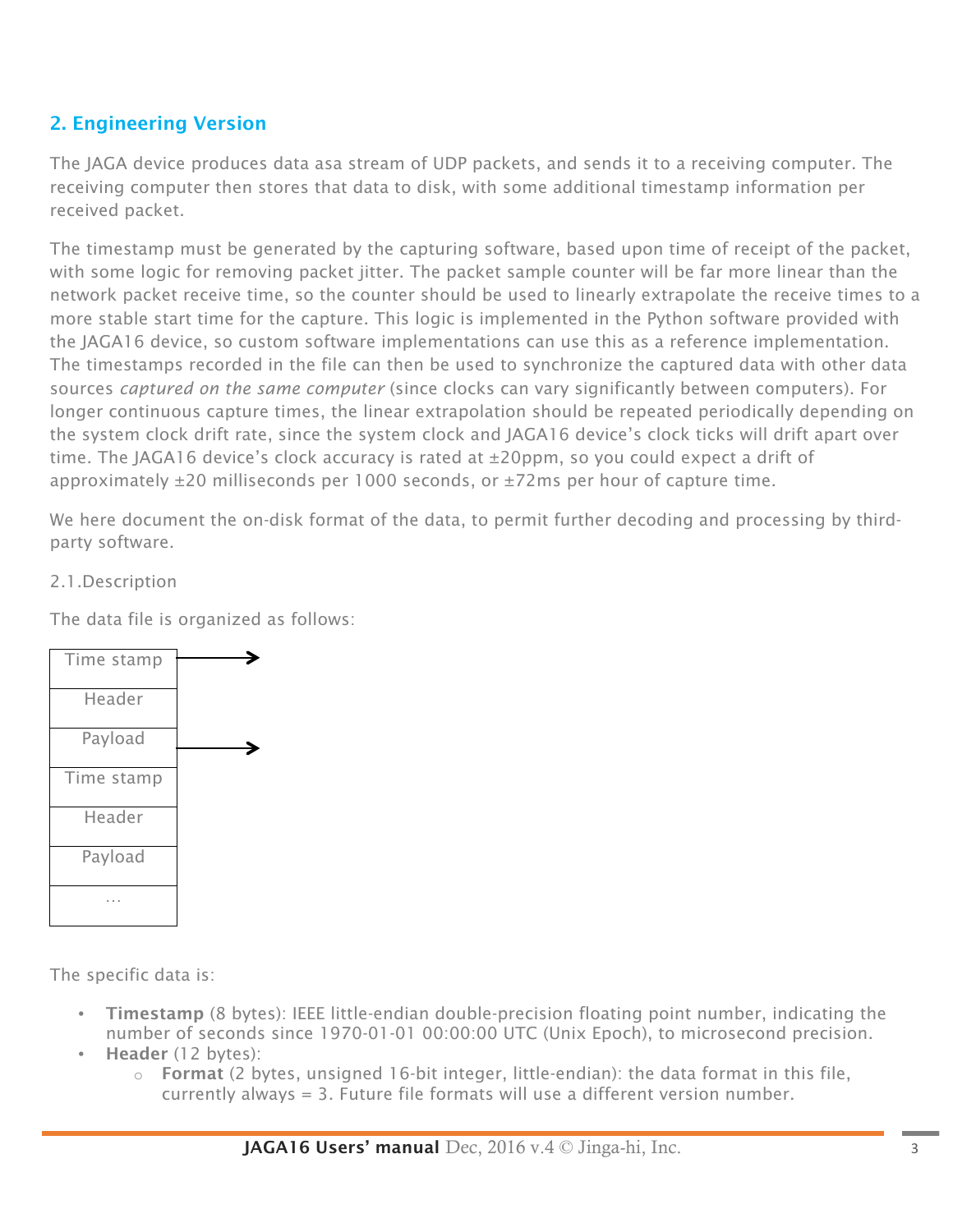## 2. Engineering Version

The JAGA device produces data asa stream of UDP packets, and sends it to a receiving computer. The receiving computer then stores that data to disk, with some additional timestamp information per received packet.

The timestamp must be generated by the capturing software, based upon time of receipt of the packet, with some logic for removing packet jitter. The packet sample counter will be far more linear than the network packet receive time, so the counter should be used to linearly extrapolate the receive times to a more stable start time for the capture. This logic is implemented in the Python software provided with the JAGA16 device, so custom software implementations can use this as a reference implementation. The timestamps recorded in the file can then be used to synchronize the captured data with other data sources *captured on the same computer* (since clocks can vary significantly between computers). For longer continuous capture times, the linear extrapolation should be repeated periodically depending on the system clock drift rate, since the system clock and JAGA16 device's clock ticks will drift apart over time. The JAGA16 device's clock accuracy is rated at ±20ppm, so you could expect a drift of approximately ±20 milliseconds per 1000 seconds, or ±72ms per hour of capture time.

We here document the on-disk format of the data, to permit further decoding and processing by third-party software.

2.1.Description

The data file is organized as follows:

| Time stamp |
|---|
| Header |
| Payload |
| Time stamp |
| Header |
| Payload |
| … |

The specific data is:

- **Timestamp** (8 bytes): IEEE little-endian double-precision floating point number, indicating the number of seconds since 1970-01-01 00:00:00 UTC (Unix Epoch), to microsecond precision.
- **Header** (12 bytes):
  - **Format** (2 bytes, unsigned 16-bit integer, little-endian): the data format in this file, currently always = 3. Future file formats will use a different version number.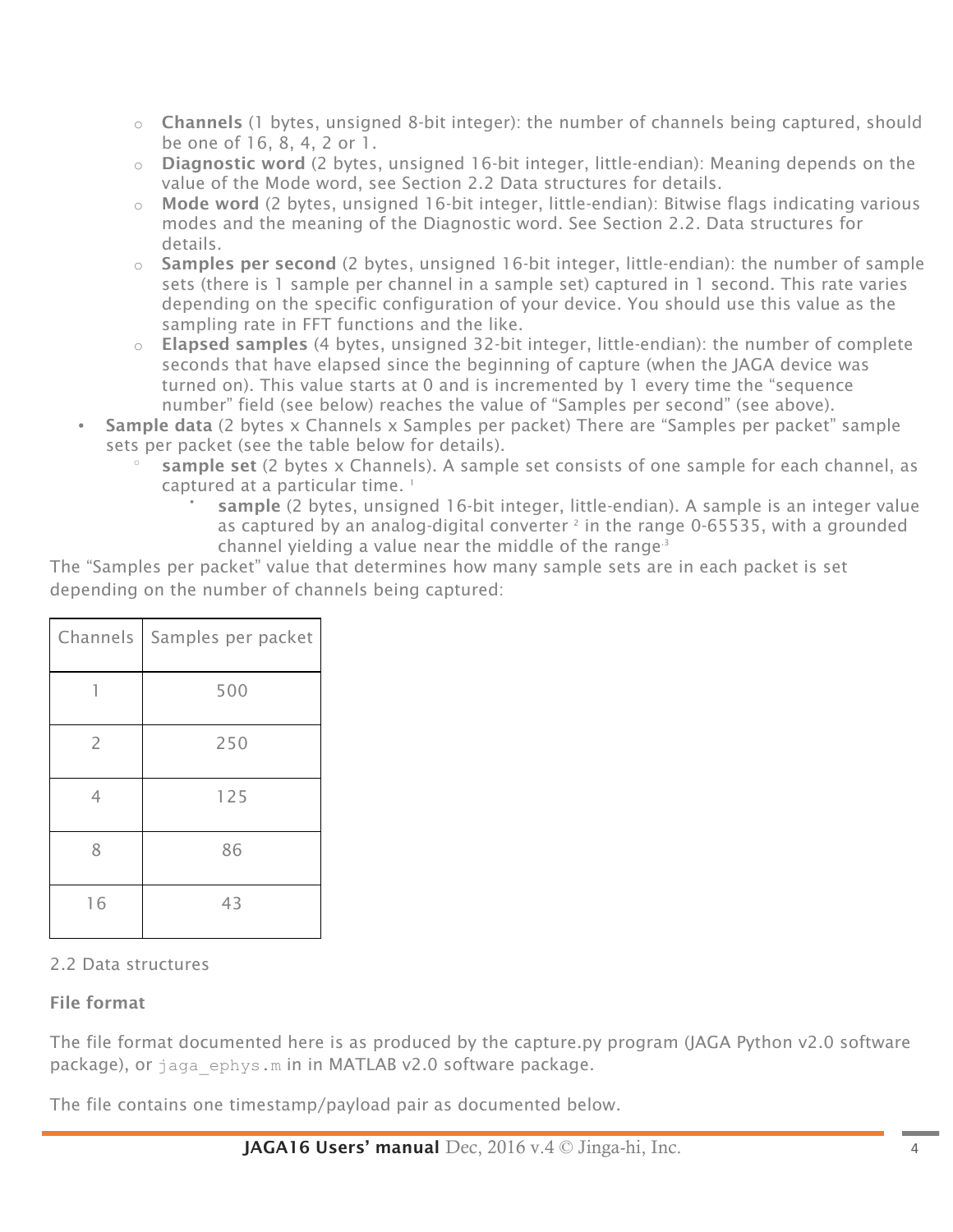- **Channels** (1 bytes, unsigned 8-bit integer): the number of channels being captured, should be one of 16, 8, 4, 2 or 1.
    - **Diagnostic word** (2 bytes, unsigned 16-bit integer, little-endian): Meaning depends on the value of the Mode word, see Section 2.2 Data structures for details.
    - **Mode word** (2 bytes, unsigned 16-bit integer, little-endian): Bitwise flags indicating various modes and the meaning of the Diagnostic word. See Section 2.2. Data structures for details.
    - **Samples per second** (2 bytes, unsigned 16-bit integer, little-endian): the number of sample sets (there is 1 sample per channel in a sample set) captured in 1 second. This rate varies depending on the specific configuration of your device. You should use this value as the sampling rate in FFT functions and the like.
    - **Elapsed samples** (4 bytes, unsigned 32-bit integer, little-endian): the number of complete seconds that have elapsed since the beginning of capture (when the JAGA device was turned on). This value starts at 0 and is incremented by 1 every time the "sequence number" field (see below) reaches the value of "Samples per second" (see above).
- **Sample data** (2 bytes x Channels x Samples per packet) There are "Samples per packet" sample sets per packet (see the table below for details).
    - **sample set** (2 bytes x Channels). A sample set consists of one sample for each channel, as captured at a particular time. [1]
        - **sample** (2 bytes, unsigned 16-bit integer, little-endian). A sample is an integer value as captured by an analog-digital converter [2] in the range 0-65535, with a grounded channel yielding a value near the middle of the range [3]

The "Samples per packet" value that determines how many sample sets are in each packet is set depending on the number of channels being captured:

| Channels | Samples per packet |
|---|---|
| 1 | 500 |
| 2 | 250 |
| 4 | 125 |
| 8 | 86 |
| 16 | 43 |

2.2 Data structures

**File format**

The file format documented here is as produced by the capture.py program (JAGA Python v2.0 software package), or `jaga_ephys.m` in in MATLAB v2.0 software package.

The file contains one timestamp/payload pair as documented below.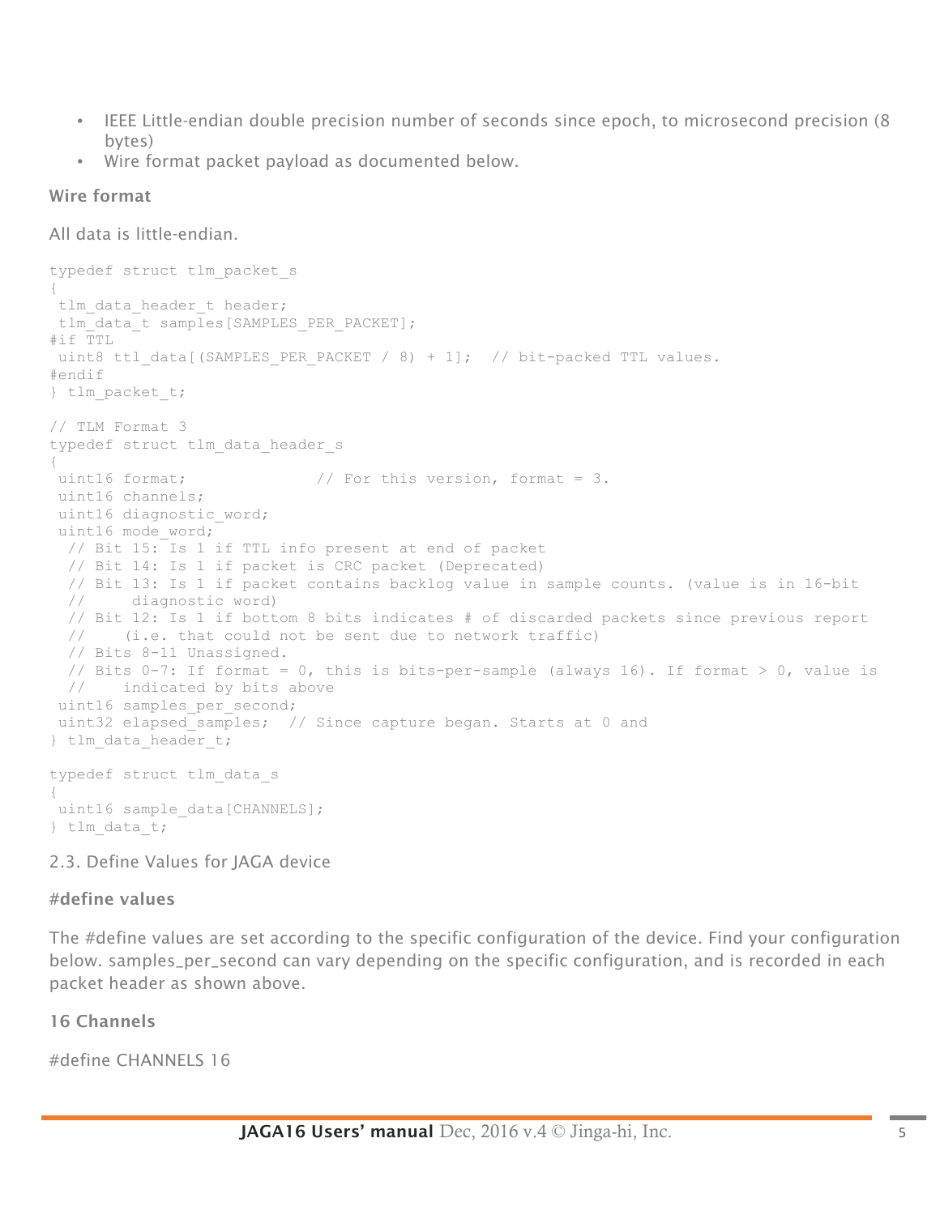- IEEE Little-endian double precision number of seconds since epoch, to microsecond precision (8 bytes)
- Wire format packet payload as documented below.

### Wire format

All data is little-endian.

```
typedef struct tlm_packet_s
{
 tlm_data_header_t header;
 tlm_data_t samples[SAMPLES_PER_PACKET];
#if TTL
 uint8 ttl_data[(SAMPLES_PER_PACKET / 8) + 1];  // bit-packed TTL values.
#endif
} tlm_packet_t;

// TLM Format 3
typedef struct tlm_data_header_s
{
 uint16 format;              // For this version, format = 3.
 uint16 channels;
 uint16 diagnostic_word;
 uint16 mode_word;
  // Bit 15: Is 1 if TTL info present at end of packet
  // Bit 14: Is 1 if packet is CRC packet (Deprecated)
  // Bit 13: Is 1 if packet contains backlog value in sample counts. (value is in 16-bit
  //      diagnostic word)
  // Bit 12: Is 1 if bottom 8 bits indicates # of discarded packets since previous report
  //     (i.e. that could not be sent due to network traffic)
  // Bits 8-11 Unassigned.
  // Bits 0-7: If format = 0, this is bits-per-sample (always 16). If format > 0, value is
  //     indicated by bits above
 uint16 samples_per_second;
 uint32 elapsed_samples;  // Since capture began. Starts at 0 and
} tlm_data_header_t;

typedef struct tlm_data_s
{
 uint16 sample_data[CHANNELS];
} tlm_data_t;
```

## 2.3. Define Values for JAGA device

### #define values

The #define values are set according to the specific configuration of the device. Find your configuration below. samples_per_second can vary depending on the specific configuration, and is recorded in each packet header as shown above.

### 16 Channels

#define CHANNELS 16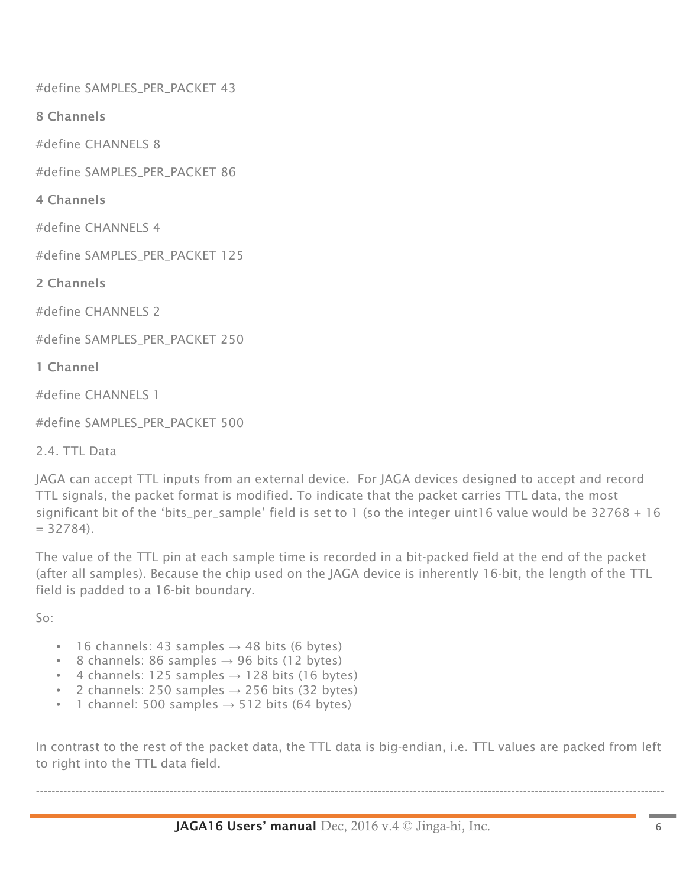```
#define SAMPLES_PER_PACKET 43
```

**8 Channels**

```
#define CHANNELS 8

#define SAMPLES_PER_PACKET 86
```

**4 Channels**

```
#define CHANNELS 4

#define SAMPLES_PER_PACKET 125
```

**2 Channels**

```
#define CHANNELS 2

#define SAMPLES_PER_PACKET 250
```

**1 Channel**

```
#define CHANNELS 1

#define SAMPLES_PER_PACKET 500
```

2.4. TTL Data

JAGA can accept TTL inputs from an external device. For JAGA devices designed to accept and record TTL signals, the packet format is modified. To indicate that the packet carries TTL data, the most significant bit of the 'bits_per_sample' field is set to 1 (so the integer uint16 value would be 32768 + 16 = 32784).

The value of the TTL pin at each sample time is recorded in a bit-packed field at the end of the packet (after all samples). Because the chip used on the JAGA device is inherently 16-bit, the length of the TTL field is padded to a 16-bit boundary.

So:

- 16 channels: 43 samples → 48 bits (6 bytes)
- 8 channels: 86 samples → 96 bits (12 bytes)
- 4 channels: 125 samples → 128 bits (16 bytes)
- 2 channels: 250 samples → 256 bits (32 bytes)
- 1 channel: 500 samples → 512 bits (64 bytes)

In contrast to the rest of the packet data, the TTL data is big-endian, i.e. TTL values are packed from left to right into the TTL data field.

---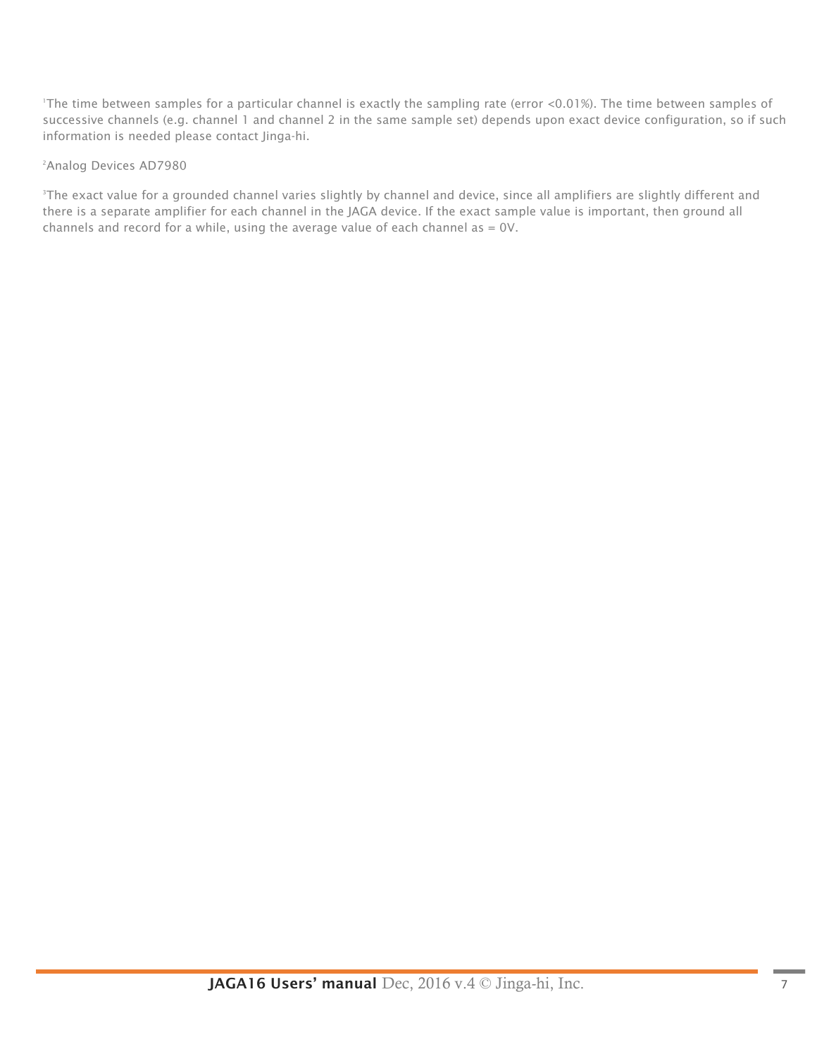[1]The time between samples for a particular channel is exactly the sampling rate (error <0.01%). The time between samples of successive channels (e.g. channel 1 and channel 2 in the same sample set) depends upon exact device configuration, so if such information is needed please contact Jinga-hi.

[2]Analog Devices AD7980

[3]The exact value for a grounded channel varies slightly by channel and device, since all amplifiers are slightly different and there is a separate amplifier for each channel in the JAGA device. If the exact sample value is important, then ground all channels and record for a while, using the average value of each channel as = 0V.